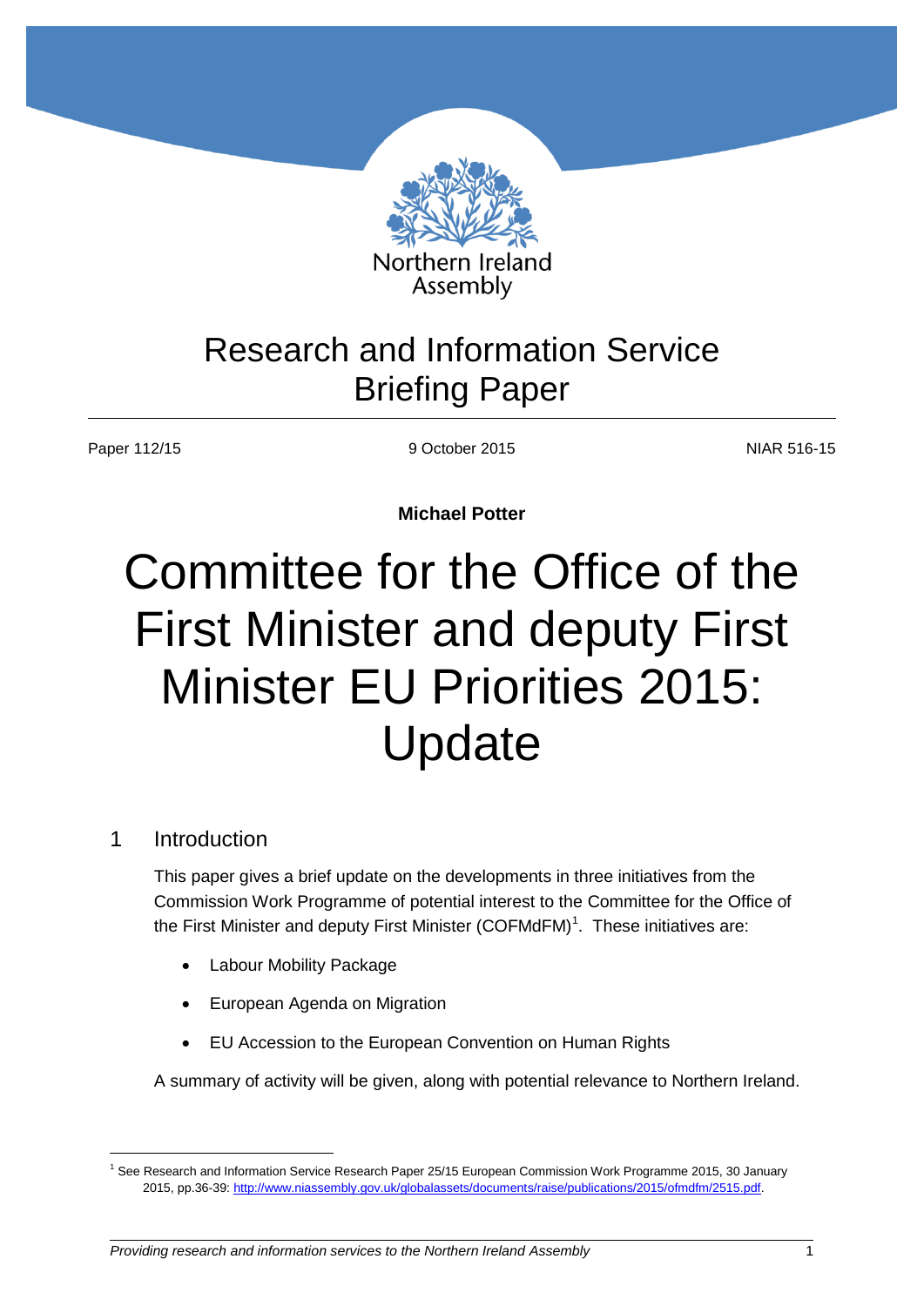Northern Ireland Assembly

# Research and Information Service Briefing Paper

Paper 112/15 | 9 October 2015 | NIAR 516-15

**Michael Potter**

# Committee for the Office of the First Minister and deputy First Minister EU Priorities 2015: Update

## 1 Introduction

This paper gives a brief update on the developments in three initiatives from the Commission Work Programme of potential interest to the Committee for the Office of the First Minister and deputy First Minister (COFMdFM)[1]. These initiatives are:

- Labour Mobility Package
- European Agenda on Migration
- EU Accession to the European Convention on Human Rights

A summary of activity will be given, along with potential relevance to Northern Ireland.

[1] See Research and Information Service Research Paper 25/15 European Commission Work Programme 2015, 30 January 2015, pp.36-39: http://www.niassembly.gov.uk/globalassets/documents/raise/publications/2015/ofmdfm/2515.pdf.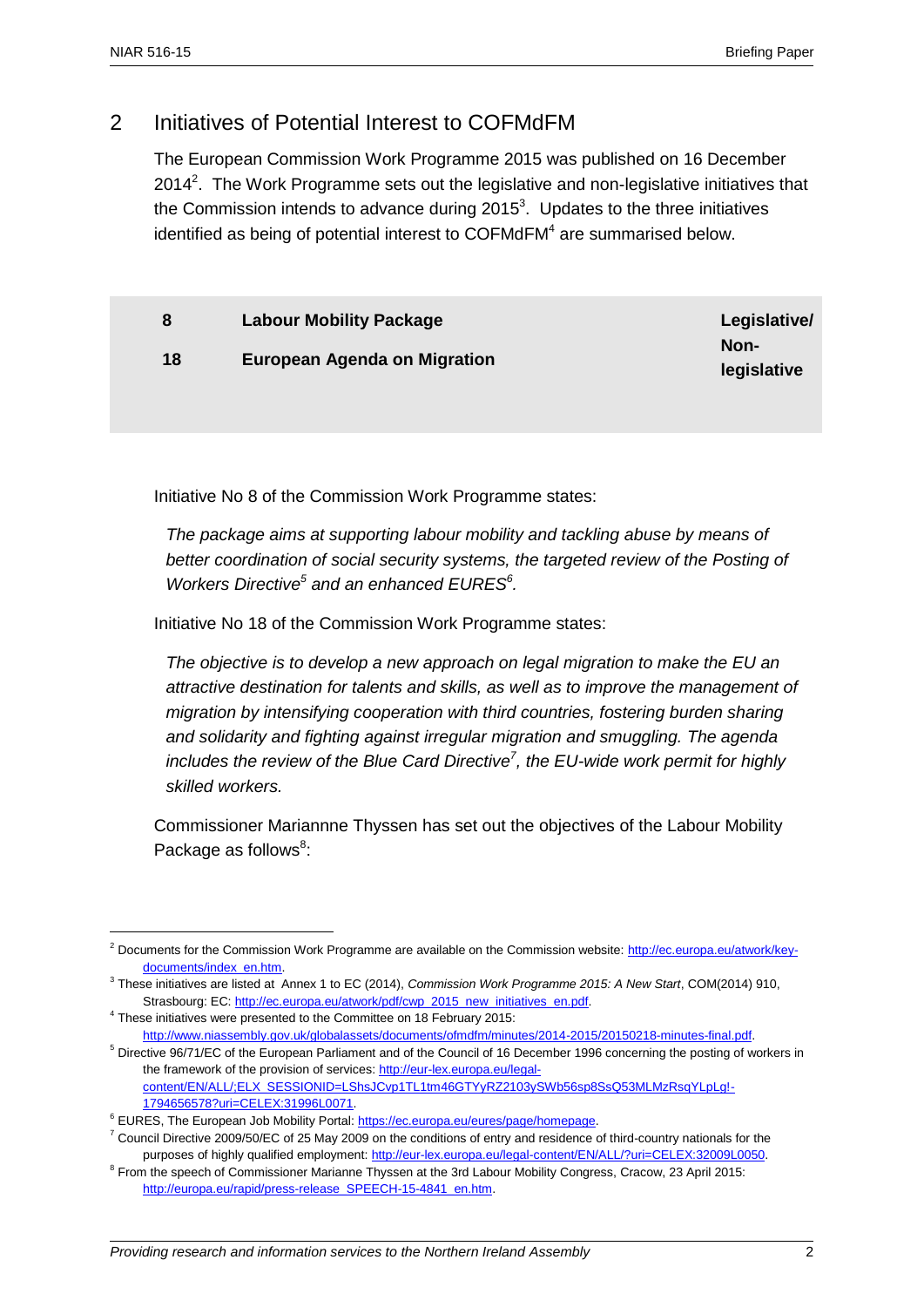## 2 Initiatives of Potential Interest to COFMdFM

The European Commission Work Programme 2015 was published on 16 December 2014[2]. The Work Programme sets out the legislative and non-legislative initiatives that the Commission intends to advance during 2015[3]. Updates to the three initiatives identified as being of potential interest to COFMdFM[4] are summarised below.

| | | |
|---|---|---|
| **8** | **Labour Mobility Package** | **Legislative/ Non-legislative** |
| **18** | **European Agenda on Migration** | |

Initiative No 8 of the Commission Work Programme states:

> *The package aims at supporting labour mobility and tackling abuse by means of better coordination of social security systems, the targeted review of the Posting of Workers Directive[5] and an enhanced EURES[6].*

Initiative No 18 of the Commission Work Programme states:

> *The objective is to develop a new approach on legal migration to make the EU an attractive destination for talents and skills, as well as to improve the management of migration by intensifying cooperation with third countries, fostering burden sharing and solidarity and fighting against irregular migration and smuggling. The agenda includes the review of the Blue Card Directive[7], the EU-wide work permit for highly skilled workers.*

Commissioner Mariannne Thyssen has set out the objectives of the Labour Mobility Package as follows[8]:

---

[2] Documents for the Commission Work Programme are available on the Commission website: http://ec.europa.eu/atwork/key-documents/index_en.htm.

[3] These initiatives are listed at Annex 1 to EC (2014), *Commission Work Programme 2015: A New Start*, COM(2014) 910, Strasbourg: EC: http://ec.europa.eu/atwork/pdf/cwp_2015_new_initiatives_en.pdf.

[4] These initiatives were presented to the Committee on 18 February 2015: http://www.niassembly.gov.uk/globalassets/documents/ofmdfm/minutes/2014-2015/20150218-minutes-final.pdf.

[5] Directive 96/71/EC of the European Parliament and of the Council of 16 December 1996 concerning the posting of workers in the framework of the provision of services: http://eur-lex.europa.eu/legal-content/EN/ALL/;ELX_SESSIONID=LShsJCvp1TL1tm46GTYyRZ2103ySWb56sp8SsQ53MLMzRsqYLpLg!-1794656578?uri=CELEX:31996L0071.

[6] EURES, The European Job Mobility Portal: https://ec.europa.eu/eures/page/homepage.

[7] Council Directive 2009/50/EC of 25 May 2009 on the conditions of entry and residence of third-country nationals for the purposes of highly qualified employment: http://eur-lex.europa.eu/legal-content/EN/ALL/?uri=CELEX:32009L0050.

[8] From the speech of Commissioner Marianne Thyssen at the 3rd Labour Mobility Congress, Cracow, 23 April 2015: http://europa.eu/rapid/press-release_SPEECH-15-4841_en.htm.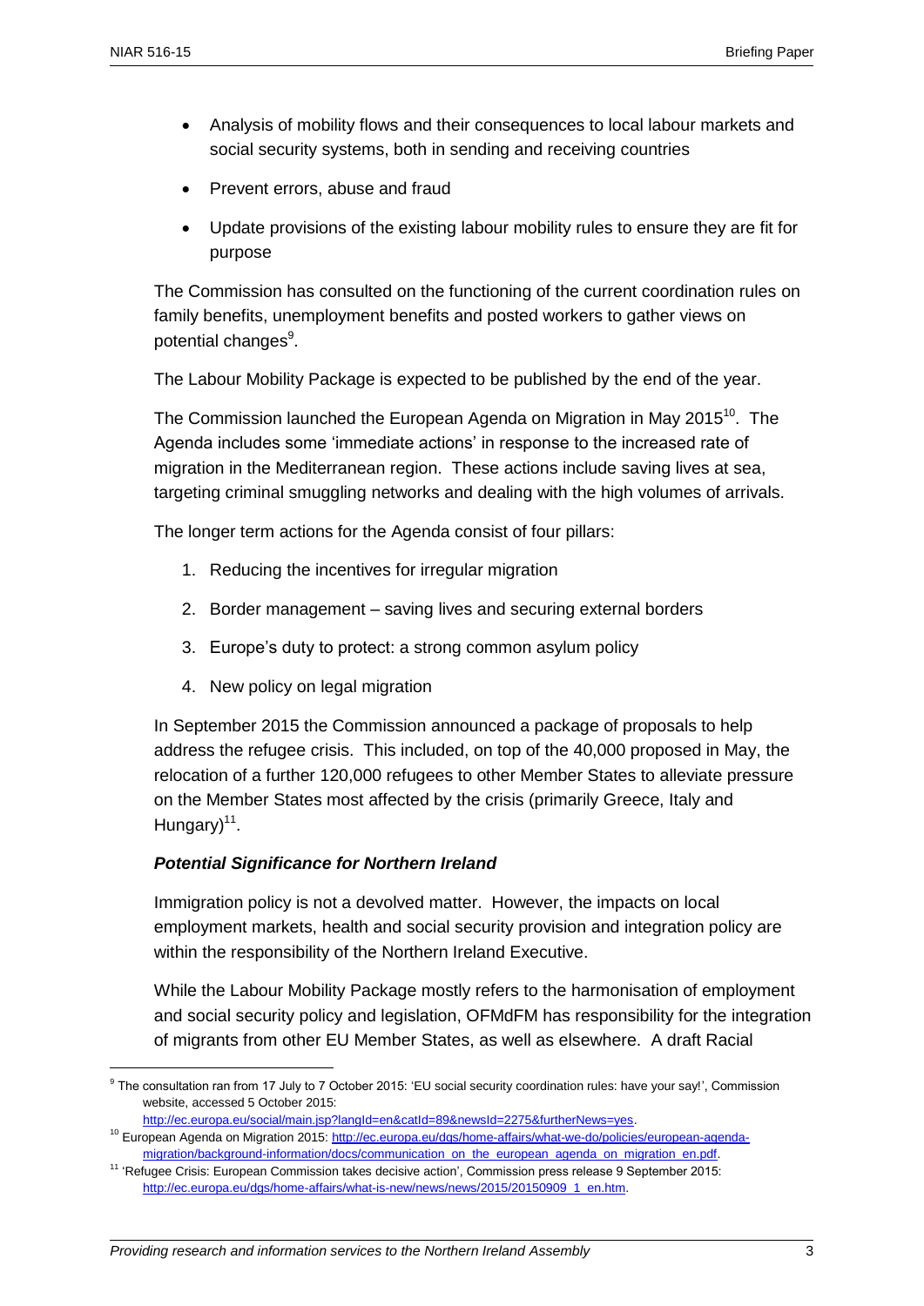- Analysis of mobility flows and their consequences to local labour markets and social security systems, both in sending and receiving countries
- Prevent errors, abuse and fraud
- Update provisions of the existing labour mobility rules to ensure they are fit for purpose

The Commission has consulted on the functioning of the current coordination rules on family benefits, unemployment benefits and posted workers to gather views on potential changes[9].

The Labour Mobility Package is expected to be published by the end of the year.

The Commission launched the European Agenda on Migration in May 2015[10]. The Agenda includes some 'immediate actions' in response to the increased rate of migration in the Mediterranean region. These actions include saving lives at sea, targeting criminal smuggling networks and dealing with the high volumes of arrivals.

The longer term actions for the Agenda consist of four pillars:

1. Reducing the incentives for irregular migration
2. Border management – saving lives and securing external borders
3. Europe's duty to protect: a strong common asylum policy
4. New policy on legal migration

In September 2015 the Commission announced a package of proposals to help address the refugee crisis. This included, on top of the 40,000 proposed in May, the relocation of a further 120,000 refugees to other Member States to alleviate pressure on the Member States most affected by the crisis (primarily Greece, Italy and Hungary)[11].

***Potential Significance for Northern Ireland***

Immigration policy is not a devolved matter. However, the impacts on local employment markets, health and social security provision and integration policy are within the responsibility of the Northern Ireland Executive.

While the Labour Mobility Package mostly refers to the harmonisation of employment and social security policy and legislation, OFMdFM has responsibility for the integration of migrants from other EU Member States, as well as elsewhere. A draft Racial

---

[9] The consultation ran from 17 July to 7 October 2015: 'EU social security coordination rules: have your say!', Commission website, accessed 5 October 2015: http://ec.europa.eu/social/main.jsp?langId=en&catId=89&newsId=2275&furtherNews=yes.

[10] European Agenda on Migration 2015: http://ec.europa.eu/dgs/home-affairs/what-we-do/policies/european-agenda-migration/background-information/docs/communication_on_the_european_agenda_on_migration_en.pdf.

[11] 'Refugee Crisis: European Commission takes decisive action', Commission press release 9 September 2015: http://ec.europa.eu/dgs/home-affairs/what-is-new/news/news/2015/20150909_1_en.htm.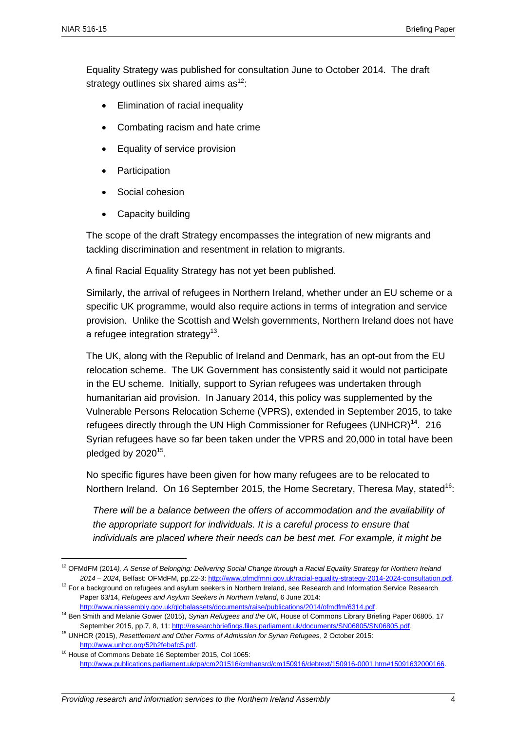Equality Strategy was published for consultation June to October 2014. The draft strategy outlines six shared aims as[12]:

- Elimination of racial inequality
- Combating racism and hate crime
- Equality of service provision
- Participation
- Social cohesion
- Capacity building

The scope of the draft Strategy encompasses the integration of new migrants and tackling discrimination and resentment in relation to migrants.

A final Racial Equality Strategy has not yet been published.

Similarly, the arrival of refugees in Northern Ireland, whether under an EU scheme or a specific UK programme, would also require actions in terms of integration and service provision. Unlike the Scottish and Welsh governments, Northern Ireland does not have a refugee integration strategy[13].

The UK, along with the Republic of Ireland and Denmark, has an opt-out from the EU relocation scheme. The UK Government has consistently said it would not participate in the EU scheme. Initially, support to Syrian refugees was undertaken through humanitarian aid provision. In January 2014, this policy was supplemented by the Vulnerable Persons Relocation Scheme (VPRS), extended in September 2015, to take refugees directly through the UN High Commissioner for Refugees (UNHCR)[14]. 216 Syrian refugees have so far been taken under the VPRS and 20,000 in total have been pledged by 2020[15].

No specific figures have been given for how many refugees are to be relocated to Northern Ireland. On 16 September 2015, the Home Secretary, Theresa May, stated[16]:

> *There will be a balance between the offers of accommodation and the availability of the appropriate support for individuals. It is a careful process to ensure that individuals are placed where their needs can be best met. For example, it might be*

---

[12] OFMdFM (2014*), A Sense of Belonging: Delivering Social Change through a Racial Equality Strategy for Northern Ireland 2014 – 2024*, Belfast: OFMdFM, pp.22-3: http://www.ofmdfmni.gov.uk/racial-equality-strategy-2014-2024-consultation.pdf.

[13] For a background on refugees and asylum seekers in Northern Ireland, see Research and Information Service Research Paper 63/14, *Refugees and Asylum Seekers in Northern Ireland*, 6 June 2014: http://www.niassembly.gov.uk/globalassets/documents/raise/publications/2014/ofmdfm/6314.pdf.

[14] Ben Smith and Melanie Gower (2015), *Syrian Refugees and the UK*, House of Commons Library Briefing Paper 06805, 17 September 2015, pp.7, 8, 11: http://researchbriefings.files.parliament.uk/documents/SN06805/SN06805.pdf.

[15] UNHCR (2015), *Resettlement and Other Forms of Admission for Syrian Refugees*, 2 October 2015: http://www.unhcr.org/52b2febafc5.pdf.

[16] House of Commons Debate 16 September 2015, Col 1065: http://www.publications.parliament.uk/pa/cm201516/cmhansrd/cm150916/debtext/150916-0001.htm#15091632000166.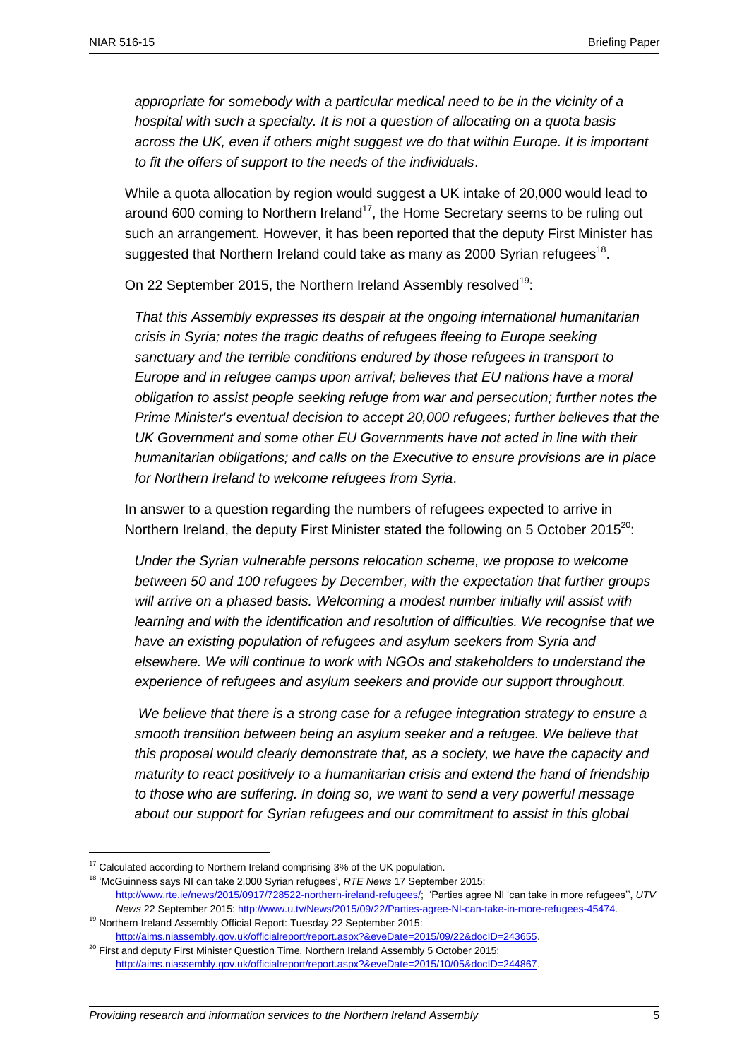*appropriate for somebody with a particular medical need to be in the vicinity of a hospital with such a specialty. It is not a question of allocating on a quota basis across the UK, even if others might suggest we do that within Europe. It is important to fit the offers of support to the needs of the individuals*.

While a quota allocation by region would suggest a UK intake of 20,000 would lead to around 600 coming to Northern Ireland[17], the Home Secretary seems to be ruling out such an arrangement. However, it has been reported that the deputy First Minister has suggested that Northern Ireland could take as many as 2000 Syrian refugees[18].

On 22 September 2015, the Northern Ireland Assembly resolved[19]:

*That this Assembly expresses its despair at the ongoing international humanitarian crisis in Syria; notes the tragic deaths of refugees fleeing to Europe seeking sanctuary and the terrible conditions endured by those refugees in transport to Europe and in refugee camps upon arrival; believes that EU nations have a moral obligation to assist people seeking refuge from war and persecution; further notes the Prime Minister's eventual decision to accept 20,000 refugees; further believes that the UK Government and some other EU Governments have not acted in line with their humanitarian obligations; and calls on the Executive to ensure provisions are in place for Northern Ireland to welcome refugees from Syria*.

In answer to a question regarding the numbers of refugees expected to arrive in Northern Ireland, the deputy First Minister stated the following on 5 October 2015[20]:

*Under the Syrian vulnerable persons relocation scheme, we propose to welcome between 50 and 100 refugees by December, with the expectation that further groups will arrive on a phased basis. Welcoming a modest number initially will assist with learning and with the identification and resolution of difficulties. We recognise that we have an existing population of refugees and asylum seekers from Syria and elsewhere. We will continue to work with NGOs and stakeholders to understand the experience of refugees and asylum seekers and provide our support throughout.*

*We believe that there is a strong case for a refugee integration strategy to ensure a smooth transition between being an asylum seeker and a refugee. We believe that this proposal would clearly demonstrate that, as a society, we have the capacity and maturity to react positively to a humanitarian crisis and extend the hand of friendship to those who are suffering. In doing so, we want to send a very powerful message about our support for Syrian refugees and our commitment to assist in this global*

---

[17] Calculated according to Northern Ireland comprising 3% of the UK population.

[18] 'McGuinness says NI can take 2,000 Syrian refugees', *RTE News* 17 September 2015: http://www.rte.ie/news/2015/0917/728522-northern-ireland-refugees/; 'Parties agree NI 'can take in more refugees'', *UTV News* 22 September 2015: http://www.u.tv/News/2015/09/22/Parties-agree-NI-can-take-in-more-refugees-45474.

[19] Northern Ireland Assembly Official Report: Tuesday 22 September 2015: http://aims.niassembly.gov.uk/officialreport/report.aspx?&eveDate=2015/09/22&docID=243655.

[20] First and deputy First Minister Question Time, Northern Ireland Assembly 5 October 2015: http://aims.niassembly.gov.uk/officialreport/report.aspx?&eveDate=2015/10/05&docID=244867.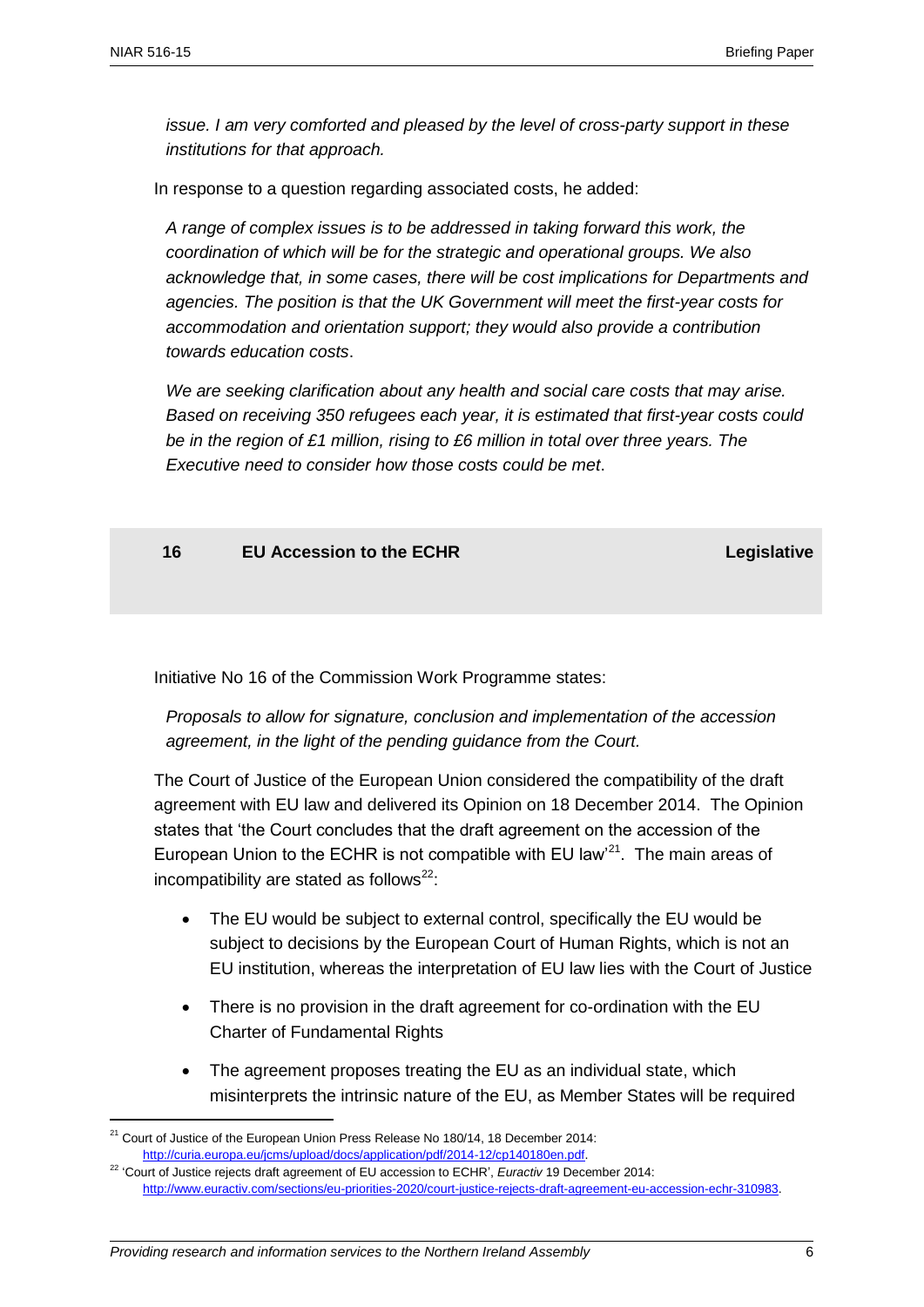*issue. I am very comforted and pleased by the level of cross-party support in these institutions for that approach.*

In response to a question regarding associated costs, he added:

*A range of complex issues is to be addressed in taking forward this work, the coordination of which will be for the strategic and operational groups. We also acknowledge that, in some cases, there will be cost implications for Departments and agencies. The position is that the UK Government will meet the first-year costs for accommodation and orientation support; they would also provide a contribution towards education costs*.

*We are seeking clarification about any health and social care costs that may arise. Based on receiving 350 refugees each year, it is estimated that first-year costs could be in the region of £1 million, rising to £6 million in total over three years. The Executive need to consider how those costs could be met*.

| 16 | EU Accession to the ECHR | Legislative |
|---|---|---|

Initiative No 16 of the Commission Work Programme states:

*Proposals to allow for signature, conclusion and implementation of the accession agreement, in the light of the pending guidance from the Court.*

The Court of Justice of the European Union considered the compatibility of the draft agreement with EU law and delivered its Opinion on 18 December 2014. The Opinion states that 'the Court concludes that the draft agreement on the accession of the European Union to the ECHR is not compatible with EU law'[21]. The main areas of incompatibility are stated as follows[22]:

- The EU would be subject to external control, specifically the EU would be subject to decisions by the European Court of Human Rights, which is not an EU institution, whereas the interpretation of EU law lies with the Court of Justice
- There is no provision in the draft agreement for co-ordination with the EU Charter of Fundamental Rights
- The agreement proposes treating the EU as an individual state, which misinterprets the intrinsic nature of the EU, as Member States will be required

[21] Court of Justice of the European Union Press Release No 180/14, 18 December 2014: http://curia.europa.eu/jcms/upload/docs/application/pdf/2014-12/cp140180en.pdf.

[22] 'Court of Justice rejects draft agreement of EU accession to ECHR', *Euractiv* 19 December 2014: http://www.euractiv.com/sections/eu-priorities-2020/court-justice-rejects-draft-agreement-eu-accession-echr-310983.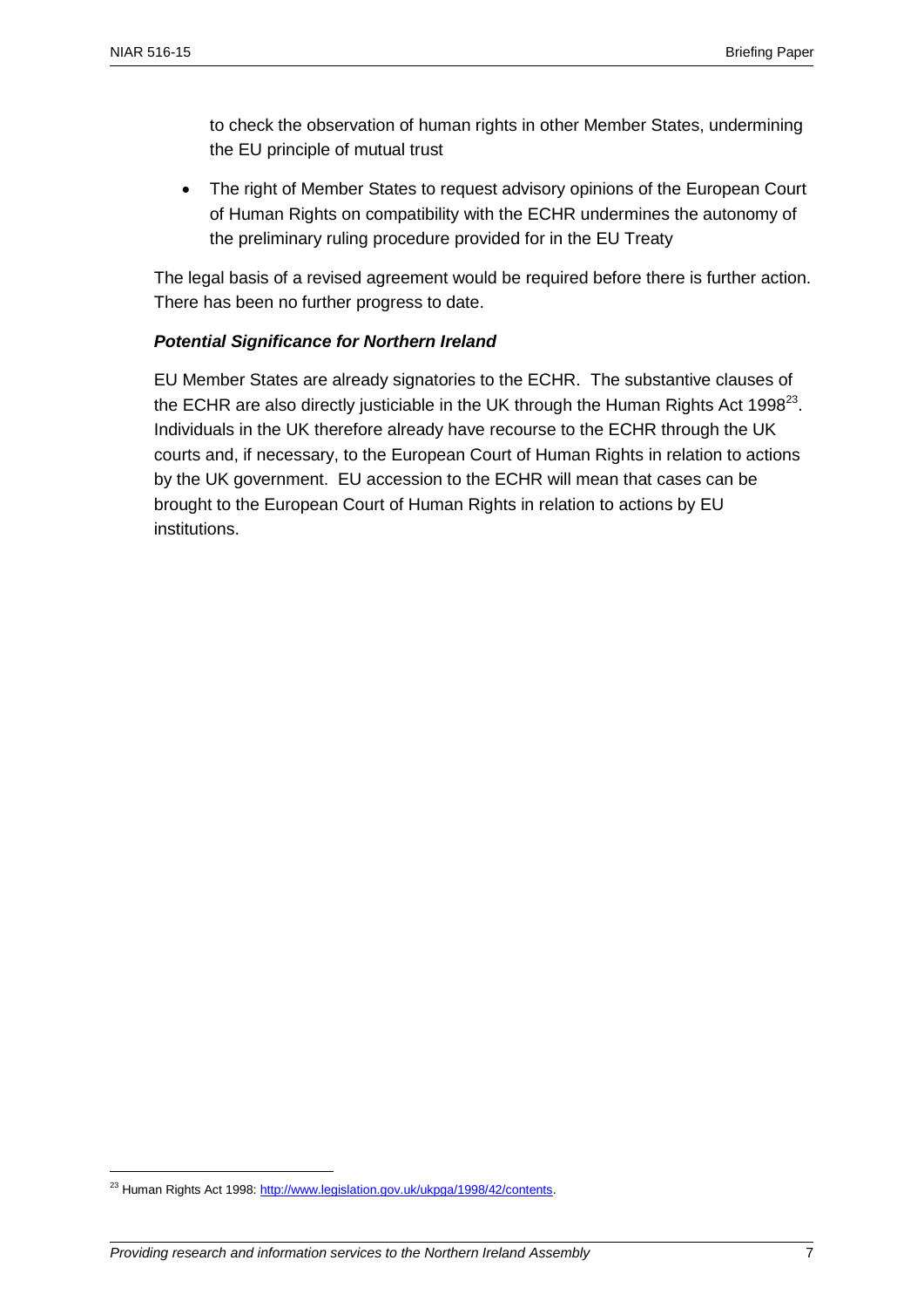to check the observation of human rights in other Member States, undermining the EU principle of mutual trust

- The right of Member States to request advisory opinions of the European Court of Human Rights on compatibility with the ECHR undermines the autonomy of the preliminary ruling procedure provided for in the EU Treaty

The legal basis of a revised agreement would be required before there is further action. There has been no further progress to date.

***Potential Significance for Northern Ireland***

EU Member States are already signatories to the ECHR. The substantive clauses of the ECHR are also directly justiciable in the UK through the Human Rights Act 1998[23]. Individuals in the UK therefore already have recourse to the ECHR through the UK courts and, if necessary, to the European Court of Human Rights in relation to actions by the UK government. EU accession to the ECHR will mean that cases can be brought to the European Court of Human Rights in relation to actions by EU institutions.

[23] Human Rights Act 1998: http://www.legislation.gov.uk/ukpga/1998/42/contents.